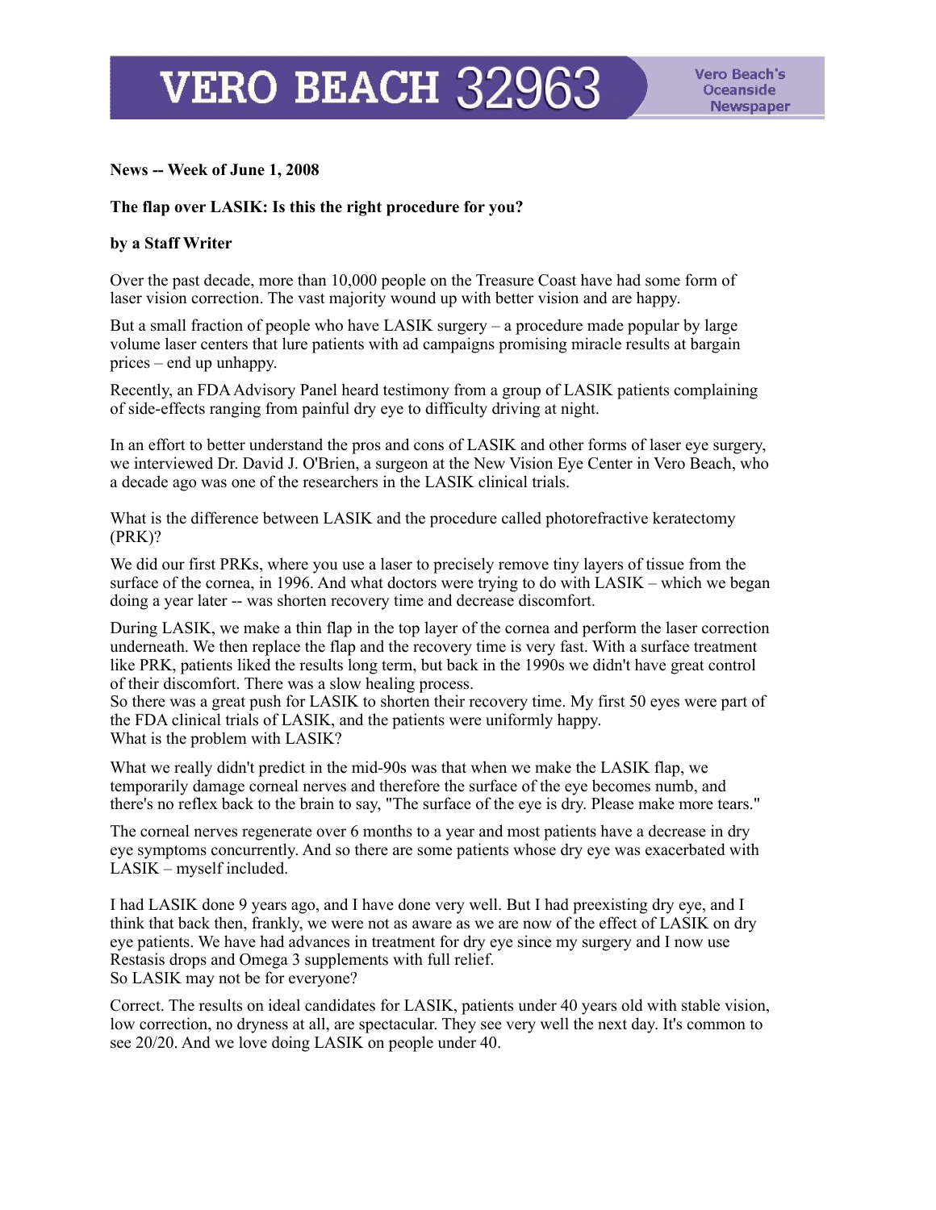# VERO BEACH 32963

Vero Beach's Oceanside Newspaper

**News -- Week of June 1, 2008**

## The flap over LASIK: Is this the right procedure for you?

**by a Staff Writer**

Over the past decade, more than 10,000 people on the Treasure Coast have had some form of laser vision correction. The vast majority wound up with better vision and are happy.

But a small fraction of people who have LASIK surgery – a procedure made popular by large volume laser centers that lure patients with ad campaigns promising miracle results at bargain prices – end up unhappy.

Recently, an FDA Advisory Panel heard testimony from a group of LASIK patients complaining of side-effects ranging from painful dry eye to difficulty driving at night.

In an effort to better understand the pros and cons of LASIK and other forms of laser eye surgery, we interviewed Dr. David J. O'Brien, a surgeon at the New Vision Eye Center in Vero Beach, who a decade ago was one of the researchers in the LASIK clinical trials.

What is the difference between LASIK and the procedure called photorefractive keratectomy (PRK)?

We did our first PRKs, where you use a laser to precisely remove tiny layers of tissue from the surface of the cornea, in 1996. And what doctors were trying to do with LASIK – which we began doing a year later -- was shorten recovery time and decrease discomfort.

During LASIK, we make a thin flap in the top layer of the cornea and perform the laser correction underneath. We then replace the flap and the recovery time is very fast. With a surface treatment like PRK, patients liked the results long term, but back in the 1990s we didn't have great control of their discomfort. There was a slow healing process.

So there was a great push for LASIK to shorten their recovery time. My first 50 eyes were part of the FDA clinical trials of LASIK, and the patients were uniformly happy.

What is the problem with LASIK?

What we really didn't predict in the mid-90s was that when we make the LASIK flap, we temporarily damage corneal nerves and therefore the surface of the eye becomes numb, and there's no reflex back to the brain to say, "The surface of the eye is dry. Please make more tears."

The corneal nerves regenerate over 6 months to a year and most patients have a decrease in dry eye symptoms concurrently. And so there are some patients whose dry eye was exacerbated with LASIK – myself included.

I had LASIK done 9 years ago, and I have done very well. But I had preexisting dry eye, and I think that back then, frankly, we were not as aware as we are now of the effect of LASIK on dry eye patients. We have had advances in treatment for dry eye since my surgery and I now use Restasis drops and Omega 3 supplements with full relief.

So LASIK may not be for everyone?

Correct. The results on ideal candidates for LASIK, patients under 40 years old with stable vision, low correction, no dryness at all, are spectacular. They see very well the next day. It's common to see 20/20. And we love doing LASIK on people under 40.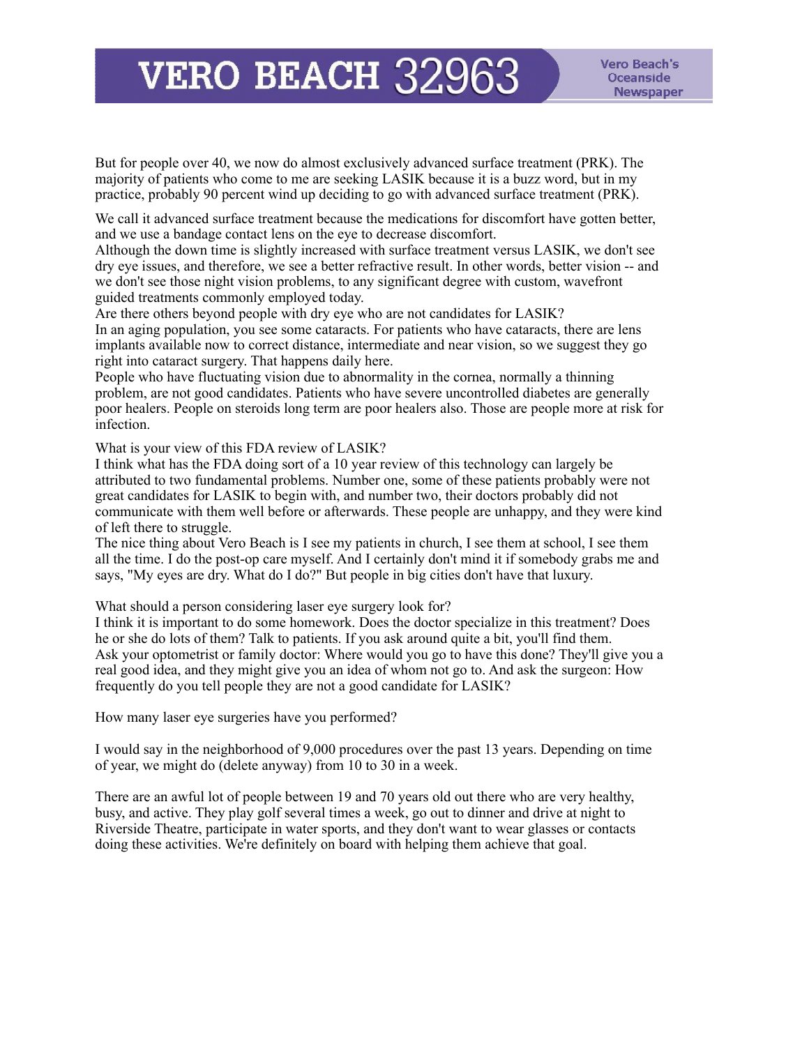But for people over 40, we now do almost exclusively advanced surface treatment (PRK). The majority of patients who come to me are seeking LASIK because it is a buzz word, but in my practice, probably 90 percent wind up deciding to go with advanced surface treatment (PRK).

We call it advanced surface treatment because the medications for discomfort have gotten better, and we use a bandage contact lens on the eye to decrease discomfort.

Although the down time is slightly increased with surface treatment versus LASIK, we don't see dry eye issues, and therefore, we see a better refractive result. In other words, better vision -- and we don't see those night vision problems, to any significant degree with custom, wavefront guided treatments commonly employed today.

Are there others beyond people with dry eye who are not candidates for LASIK?

In an aging population, you see some cataracts. For patients who have cataracts, there are lens implants available now to correct distance, intermediate and near vision, so we suggest they go right into cataract surgery. That happens daily here.

People who have fluctuating vision due to abnormality in the cornea, normally a thinning problem, are not good candidates. Patients who have severe uncontrolled diabetes are generally poor healers. People on steroids long term are poor healers also. Those are people more at risk for infection.

What is your view of this FDA review of LASIK?

I think what has the FDA doing sort of a 10 year review of this technology can largely be attributed to two fundamental problems. Number one, some of these patients probably were not great candidates for LASIK to begin with, and number two, their doctors probably did not communicate with them well before or afterwards. These people are unhappy, and they were kind of left there to struggle.

The nice thing about Vero Beach is I see my patients in church, I see them at school, I see them all the time. I do the post-op care myself. And I certainly don't mind it if somebody grabs me and says, "My eyes are dry. What do I do?" But people in big cities don't have that luxury.

What should a person considering laser eye surgery look for?

I think it is important to do some homework. Does the doctor specialize in this treatment? Does he or she do lots of them? Talk to patients. If you ask around quite a bit, you'll find them.

Ask your optometrist or family doctor: Where would you go to have this done? They'll give you a real good idea, and they might give you an idea of whom not go to. And ask the surgeon: How frequently do you tell people they are not a good candidate for LASIK?

How many laser eye surgeries have you performed?

I would say in the neighborhood of 9,000 procedures over the past 13 years. Depending on time of year, we might do (delete anyway) from 10 to 30 in a week.

There are an awful lot of people between 19 and 70 years old out there who are very healthy, busy, and active. They play golf several times a week, go out to dinner and drive at night to Riverside Theatre, participate in water sports, and they don't want to wear glasses or contacts doing these activities. We're definitely on board with helping them achieve that goal.